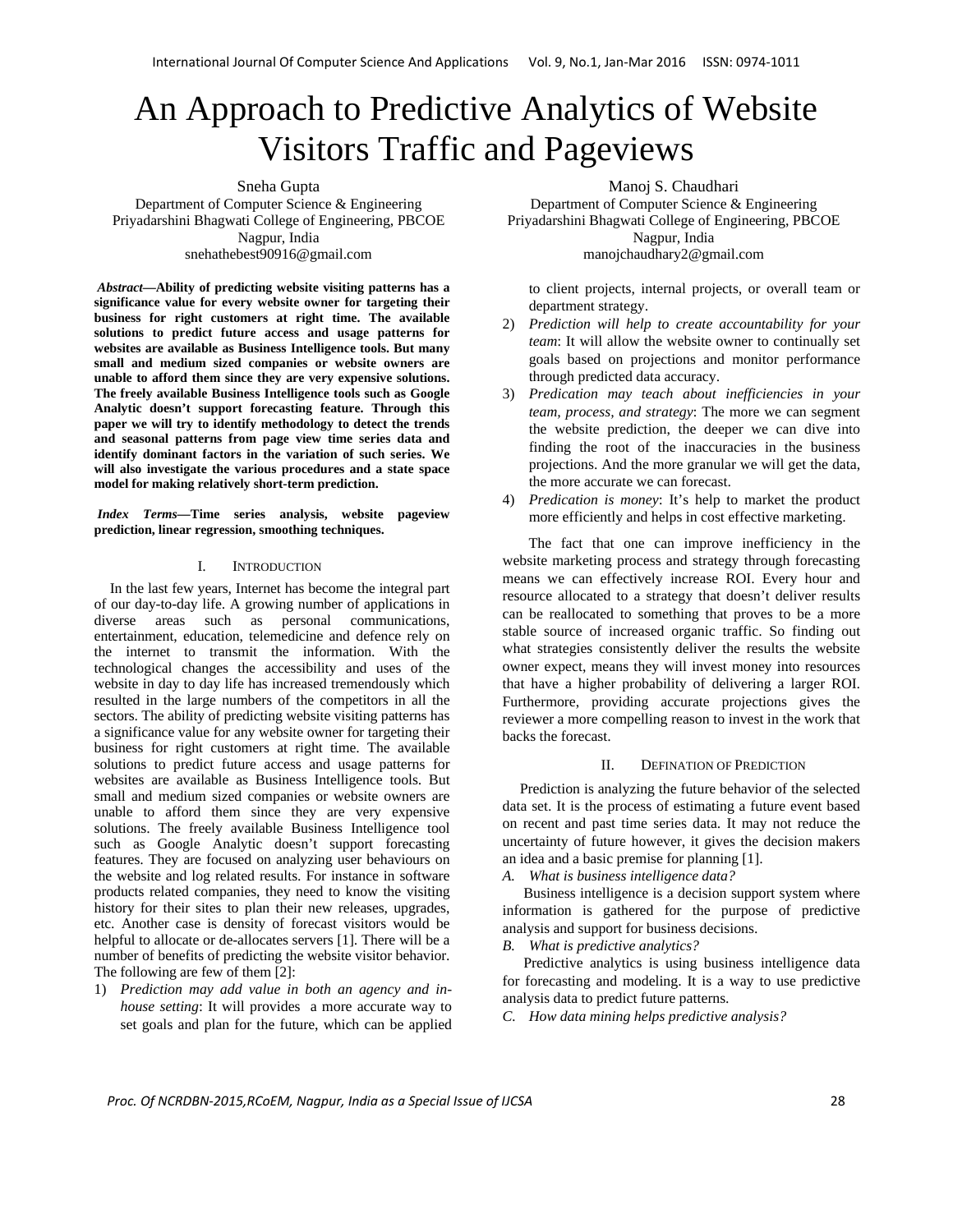# An Approach to Predictive Analytics of Website Visitors Traffic and Pageviews

Sneha Gupta
Department of Computer Science & Engineering
Priyadarshini Bhagwati College of Engineering, PBCOE
Nagpur, India
snehathebest90916@gmail.com

Manoj S. Chaudhari
Department of Computer Science & Engineering
Priyadarshini Bhagwati College of Engineering, PBCOE
Nagpur, India
manojchaudhary2@gmail.com

***Abstract*—Ability of predicting website visiting patterns has a significance value for every website owner for targeting their business for right customers at right time. The available solutions to predict future access and usage patterns for websites are available as Business Intelligence tools. But many small and medium sized companies or website owners are unable to afford them since they are very expensive solutions. The freely available Business Intelligence tools such as Google Analytic doesn't support forecasting feature. Through this paper we will try to identify methodology to detect the trends and seasonal patterns from page view time series data and identify dominant factors in the variation of such series. We will also investigate the various procedures and a state space model for making relatively short-term prediction.**

***Index Terms*—Time series analysis, website pageview prediction, linear regression, smoothing techniques.**

## I. Introduction

In the last few years, Internet has become the integral part of our day-to-day life. A growing number of applications in diverse areas such as personal communications, entertainment, education, telemedicine and defence rely on the internet to transmit the information. With the technological changes the accessibility and uses of the website in day to day life has increased tremendously which resulted in the large numbers of the competitors in all the sectors. The ability of predicting website visiting patterns has a significance value for any website owner for targeting their business for right customers at right time. The available solutions to predict future access and usage patterns for websites are available as Business Intelligence tools. But small and medium sized companies or website owners are unable to afford them since they are very expensive solutions. The freely available Business Intelligence tool such as Google Analytic doesn't support forecasting features. They are focused on analyzing user behaviours on the website and log related results. For instance in software products related companies, they need to know the visiting history for their sites to plan their new releases, upgrades, etc. Another case is density of forecast visitors would be helpful to allocate or de-allocates servers [1]. There will be a number of benefits of predicting the website visitor behavior. The following are few of them [2]:

1) *Prediction may add value in both an agency and in-house setting*: It will provides a more accurate way to set goals and plan for the future, which can be applied to client projects, internal projects, or overall team or department strategy.
2) *Prediction will help to create accountability for your team*: It will allow the website owner to continually set goals based on projections and monitor performance through predicted data accuracy.
3) *Predication may teach about inefficiencies in your team, process, and strategy*: The more we can segment the website prediction, the deeper we can dive into finding the root of the inaccuracies in the business projections. And the more granular we will get the data, the more accurate we can forecast.
4) *Predication is money*: It's help to market the product more efficiently and helps in cost effective marketing.

The fact that one can improve inefficiency in the website marketing process and strategy through forecasting means we can effectively increase ROI. Every hour and resource allocated to a strategy that doesn't deliver results can be reallocated to something that proves to be a more stable source of increased organic traffic. So finding out what strategies consistently deliver the results the website owner expect, means they will invest money into resources that have a higher probability of delivering a larger ROI. Furthermore, providing accurate projections gives the reviewer a more compelling reason to invest in the work that backs the forecast.

## II. Defination of Prediction

Prediction is analyzing the future behavior of the selected data set. It is the process of estimating a future event based on recent and past time series data. It may not reduce the uncertainty of future however, it gives the decision makers an idea and a basic premise for planning [1].

### *A. What is business intelligence data?*

Business intelligence is a decision support system where information is gathered for the purpose of predictive analysis and support for business decisions.

### *B. What is predictive analytics?*

Predictive analytics is using business intelligence data for forecasting and modeling. It is a way to use predictive analysis data to predict future patterns.

### *C. How data mining helps predictive analysis?*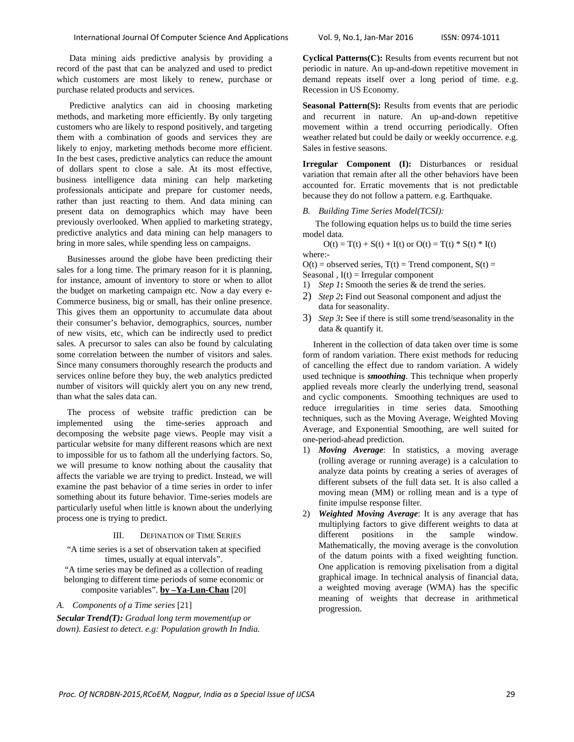Data mining aids predictive analysis by providing a record of the past that can be analyzed and used to predict which customers are most likely to renew, purchase or purchase related products and services.

Predictive analytics can aid in choosing marketing methods, and marketing more efficiently. By only targeting customers who are likely to respond positively, and targeting them with a combination of goods and services they are likely to enjoy, marketing methods become more efficient. In the best cases, predictive analytics can reduce the amount of dollars spent to close a sale. At its most effective, business intelligence data mining can help marketing professionals anticipate and prepare for customer needs, rather than just reacting to them. And data mining can present data on demographics which may have been previously overlooked. When applied to marketing strategy, predictive analytics and data mining can help managers to bring in more sales, while spending less on campaigns.

Businesses around the globe have been predicting their sales for a long time. The primary reason for it is planning, for instance, amount of inventory to store or when to allot the budget on marketing campaign etc. Now a day every e-Commerce business, big or small, has their online presence. This gives them an opportunity to accumulate data about their consumer's behavior, demographics, sources, number of new visits, etc, which can be indirectly used to predict sales. A precursor to sales can also be found by calculating some correlation between the number of visitors and sales. Since many consumers thoroughly research the products and services online before they buy, the web analytics predicted number of visitors will quickly alert you on any new trend, than what the sales data can.

The process of website traffic prediction can be implemented using the time-series approach and decomposing the website page views. People may visit a particular website for many different reasons which are next to impossible for us to fathom all the underlying factors. So, we will presume to know nothing about the causality that affects the variable we are trying to predict. Instead, we will examine the past behavior of a time series in order to infer something about its future behavior. Time-series models are particularly useful when little is known about the underlying process one is trying to predict.

## III. DEFINATION OF TIME SERIES

"A time series is a set of observation taken at specified times, usually at equal intervals".

"A time series may be defined as a collection of reading belonging to different time periods of some economic or composite variables". **by –Ya-Lun-Chau** [20]

### A. Components of a Time series [21]

***Secular Trend(T):*** *Gradual long term movement(up or down). Easiest to detect. e.g: Population growth In India.*

**Cyclical Patterns(C):** Results from events recurrent but not periodic in nature. An up-and-down repetitive movement in demand repeats itself over a long period of time. e.g. Recession in US Economy.

**Seasonal Pattern(S):** Results from events that are periodic and recurrent in nature. An up-and-down repetitive movement within a trend occurring periodically. Often weather related but could be daily or weekly occurrence. e.g. Sales in festive seasons.

**Irregular Component (I):** Disturbances or residual variation that remain after all the other behaviors have been accounted for. Erratic movements that is not predictable because they do not follow a pattern. e.g. Earthquake.

### B. Building Time Series Model(TCSI):

The following equation helps us to build the time series model data.

$$O(t) = T(t) + S(t) + I(t) \text{ or } O(t) = T(t) * S(t) * I(t)$$

where:-

$O(t)$ = observed series, $T(t)$ = Trend component, $S(t)$ = Seasonal , $I(t)$ = Irregular component

1) *Step 1*: Smooth the series & de trend the series.
2) *Step 2*: Find out Seasonal component and adjust the data for seasonality.
3) *Step 3*: See if there is still some trend/seasonality in the data & quantify it.

Inherent in the collection of data taken over time is some form of random variation. There exist methods for reducing of cancelling the effect due to random variation. A widely used technique is ***smoothing***. This technique when properly applied reveals more clearly the underlying trend, seasonal and cyclic components. Smoothing techniques are used to reduce irregularities in time series data. Smoothing techniques, such as the Moving Average, Weighted Moving Average, and Exponential Smoothing, are well suited for one-period-ahead prediction.

1) ***Moving Average***: In statistics, a moving average (rolling average or running average) is a calculation to analyze data points by creating a series of averages of different subsets of the full data set. It is also called a moving mean (MM) or rolling mean and is a type of finite impulse response filter.
2) ***Weighted Moving Average***: It is any average that has multiplying factors to give different weights to data at different positions in the sample window. Mathematically, the moving average is the convolution of the datum points with a fixed weighting function. One application is removing pixelisation from a digital graphical image. In technical analysis of financial data, a weighted moving average (WMA) has the specific meaning of weights that decrease in arithmetical progression.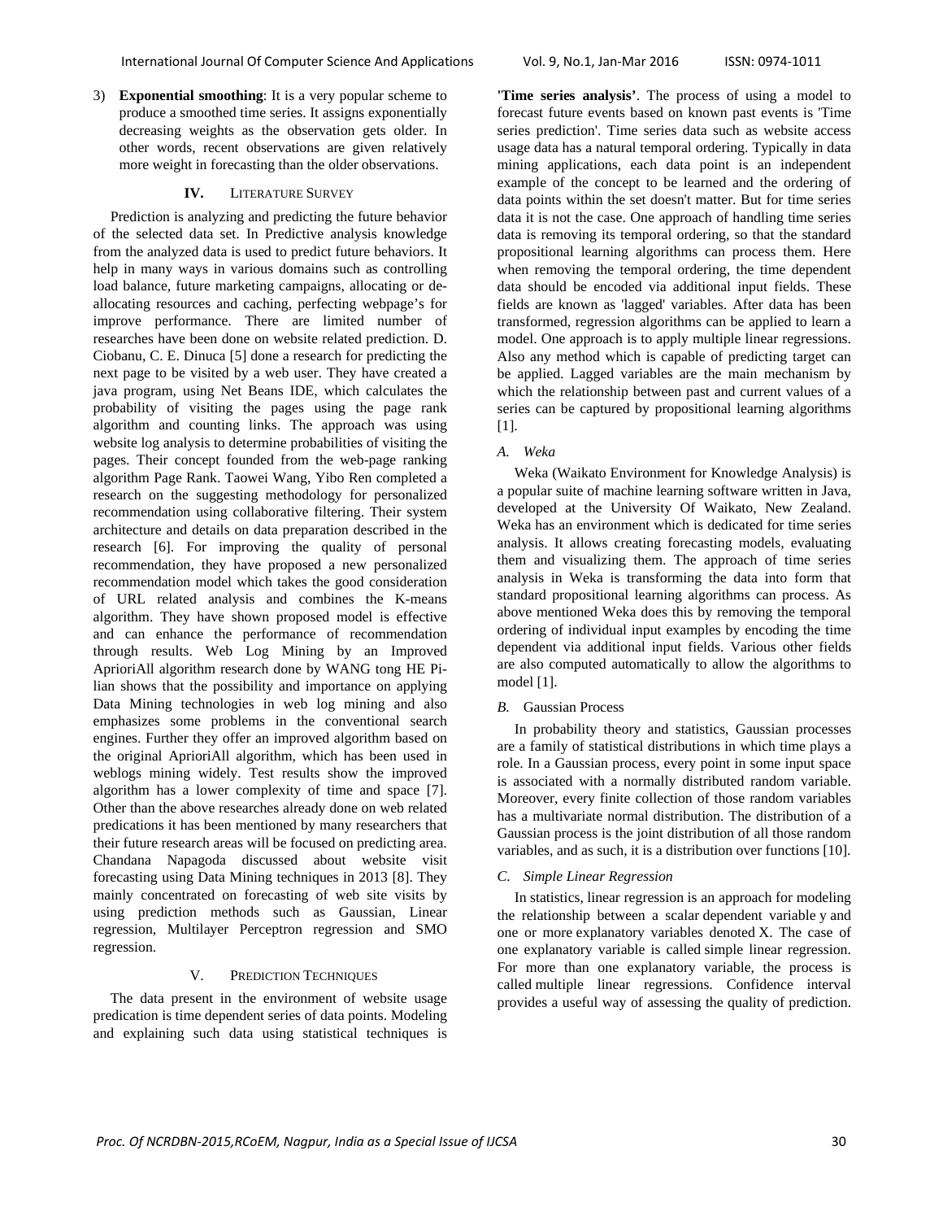3) **Exponential smoothing**: It is a very popular scheme to produce a smoothed time series. It assigns exponentially decreasing weights as the observation gets older. In other words, recent observations are given relatively more weight in forecasting than the older observations.

## IV. Literature Survey

Prediction is analyzing and predicting the future behavior of the selected data set. In Predictive analysis knowledge from the analyzed data is used to predict future behaviors. It help in many ways in various domains such as controlling load balance, future marketing campaigns, allocating or de-allocating resources and caching, perfecting webpage's for improve performance. There are limited number of researches have been done on website related prediction. D. Ciobanu, C. E. Dinuca [5] done a research for predicting the next page to be visited by a web user. They have created a java program, using Net Beans IDE, which calculates the probability of visiting the pages using the page rank algorithm and counting links. The approach was using website log analysis to determine probabilities of visiting the pages. Their concept founded from the web-page ranking algorithm Page Rank. Taowei Wang, Yibo Ren completed a research on the suggesting methodology for personalized recommendation using collaborative filtering. Their system architecture and details on data preparation described in the research [6]. For improving the quality of personal recommendation, they have proposed a new personalized recommendation model which takes the good consideration of URL related analysis and combines the K-means algorithm. They have shown proposed model is effective and can enhance the performance of recommendation through results. Web Log Mining by an Improved AprioriAll algorithm research done by WANG tong HE Pi-lian shows that the possibility and importance on applying Data Mining technologies in web log mining and also emphasizes some problems in the conventional search engines. Further they offer an improved algorithm based on the original AprioriAll algorithm, which has been used in weblogs mining widely. Test results show the improved algorithm has a lower complexity of time and space [7]. Other than the above researches already done on web related predications it has been mentioned by many researchers that their future research areas will be focused on predicting area. Chandana Napagoda discussed about website visit forecasting using Data Mining techniques in 2013 [8]. They mainly concentrated on forecasting of web site visits by using prediction methods such as Gaussian, Linear regression, Multilayer Perceptron regression and SMO regression.

## V. Prediction Techniques

The data present in the environment of website usage predication is time dependent series of data points. Modeling and explaining such data using statistical techniques is **'Time series analysis'**. The process of using a model to forecast future events based on known past events is 'Time series prediction'. Time series data such as website access usage data has a natural temporal ordering. Typically in data mining applications, each data point is an independent example of the concept to be learned and the ordering of data points within the set doesn't matter. But for time series data it is not the case. One approach of handling time series data is removing its temporal ordering, so that the standard propositional learning algorithms can process them. Here when removing the temporal ordering, the time dependent data should be encoded via additional input fields. These fields are known as 'lagged' variables. After data has been transformed, regression algorithms can be applied to learn a model. One approach is to apply multiple linear regressions. Also any method which is capable of predicting target can be applied. Lagged variables are the main mechanism by which the relationship between past and current values of a series can be captured by propositional learning algorithms [1].

### *A. Weka*

Weka (Waikato Environment for Knowledge Analysis) is a popular suite of machine learning software written in Java, developed at the University Of Waikato, New Zealand. Weka has an environment which is dedicated for time series analysis. It allows creating forecasting models, evaluating them and visualizing them. The approach of time series analysis in Weka is transforming the data into form that standard propositional learning algorithms can process. As above mentioned Weka does this by removing the temporal ordering of individual input examples by encoding the time dependent via additional input fields. Various other fields are also computed automatically to allow the algorithms to model [1].

### *B.* Gaussian Process

In probability theory and statistics, Gaussian processes are a family of statistical distributions in which time plays a role. In a Gaussian process, every point in some input space is associated with a normally distributed random variable. Moreover, every finite collection of those random variables has a multivariate normal distribution. The distribution of a Gaussian process is the joint distribution of all those random variables, and as such, it is a distribution over functions [10].

### *C. Simple Linear Regression*

In statistics, linear regression is an approach for modeling the relationship between a scalar dependent variable y and one or more explanatory variables denoted X. The case of one explanatory variable is called simple linear regression. For more than one explanatory variable, the process is called multiple linear regressions. Confidence interval provides a useful way of assessing the quality of prediction.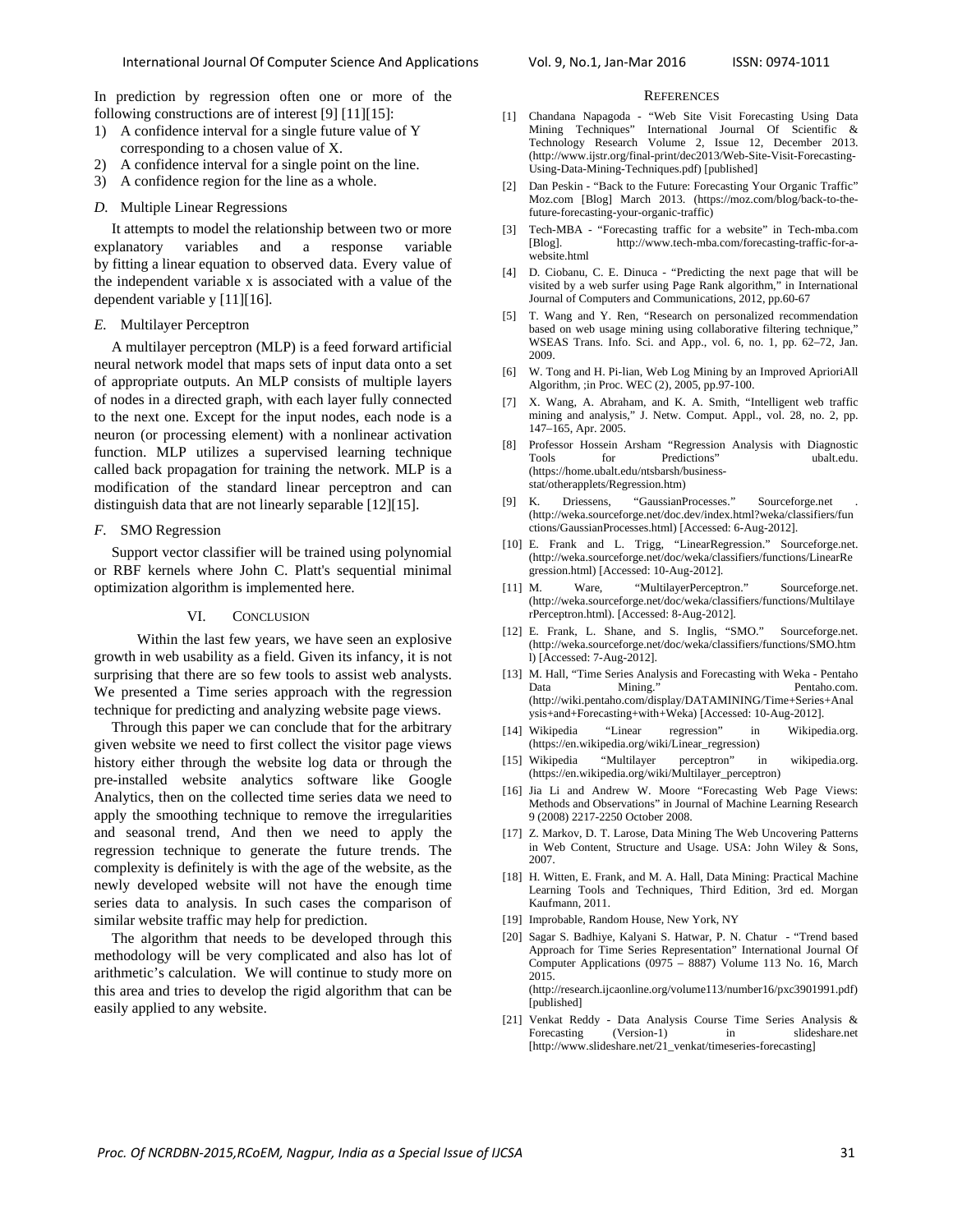In prediction by regression often one or more of the following constructions are of interest [9] [11][15]:

1) A confidence interval for a single future value of Y corresponding to a chosen value of X.
2) A confidence interval for a single point on the line.
3) A confidence region for the line as a whole.

### *D.* Multiple Linear Regressions

It attempts to model the relationship between two or more explanatory variables and a response variable by fitting a linear equation to observed data. Every value of the independent variable x is associated with a value of the dependent variable y [11][16].

### *E.* Multilayer Perceptron

A multilayer perceptron (MLP) is a feed forward artificial neural network model that maps sets of input data onto a set of appropriate outputs. An MLP consists of multiple layers of nodes in a directed graph, with each layer fully connected to the next one. Except for the input nodes, each node is a neuron (or processing element) with a nonlinear activation function. MLP utilizes a supervised learning technique called back propagation for training the network. MLP is a modification of the standard linear perceptron and can distinguish data that are not linearly separable [12][15].

### *F.* SMO Regression

Support vector classifier will be trained using polynomial or RBF kernels where John C. Platt's sequential minimal optimization algorithm is implemented here.

## VI. Conclusion

Within the last few years, we have seen an explosive growth in web usability as a field. Given its infancy, it is not surprising that there are so few tools to assist web analysts. We presented a Time series approach with the regression technique for predicting and analyzing website page views.

Through this paper we can conclude that for the arbitrary given website we need to first collect the visitor page views history either through the website log data or through the pre-installed website analytics software like Google Analytics, then on the collected time series data we need to apply the smoothing technique to remove the irregularities and seasonal trend, And then we need to apply the regression technique to generate the future trends. The complexity is definitely is with the age of the website, as the newly developed website will not have the enough time series data to analysis. In such cases the comparison of similar website traffic may help for prediction.

The algorithm that needs to be developed through this methodology will be very complicated and also has lot of arithmetic's calculation. We will continue to study more on this area and tries to develop the rigid algorithm that can be easily applied to any website.

## References

[1] Chandana Napagoda - "Web Site Visit Forecasting Using Data Mining Techniques" International Journal Of Scientific & Technology Research Volume 2, Issue 12, December 2013. (http://www.ijstr.org/final-print/dec2013/Web-Site-Visit-Forecasting-Using-Data-Mining-Techniques.pdf) [published]

[2] Dan Peskin - "Back to the Future: Forecasting Your Organic Traffic" Moz.com [Blog] March 2013. (https://moz.com/blog/back-to-the-future-forecasting-your-organic-traffic)

[3] Tech-MBA - "Forecasting traffic for a website" in Tech-mba.com [Blog]. http://www.tech-mba.com/forecasting-traffic-for-a-website.html

[4] D. Ciobanu, C. E. Dinuca - "Predicting the next page that will be visited by a web surfer using Page Rank algorithm," in International Journal of Computers and Communications, 2012, pp.60-67

[5] T. Wang and Y. Ren, "Research on personalized recommendation based on web usage mining using collaborative filtering technique," WSEAS Trans. Info. Sci. and App., vol. 6, no. 1, pp. 62–72, Jan. 2009.

[6] W. Tong and H. Pi-lian, Web Log Mining by an Improved AprioriAll Algorithm, ;in Proc. WEC (2), 2005, pp.97-100.

[7] X. Wang, A. Abraham, and K. A. Smith, "Intelligent web traffic mining and analysis," J. Netw. Comput. Appl., vol. 28, no. 2, pp. 147–165, Apr. 2005.

[8] Professor Hossein Arsham "Regression Analysis with Diagnostic Tools for Predictions" ubalt.edu. (https://home.ubalt.edu/ntsbarsh/business-stat/otherapplets/Regression.htm)

[9] K. Driessens, "GaussianProcesses." Sourceforge.net . (http://weka.sourceforge.net/doc.dev/index.html?weka/classifiers/functions/GaussianProcesses.html) [Accessed: 6-Aug-2012].

[10] E. Frank and L. Trigg, "LinearRegression." Sourceforge.net. (http://weka.sourceforge.net/doc/weka/classifiers/functions/LinearRegression.html) [Accessed: 10-Aug-2012].

[11] M. Ware, "MultilayerPerceptron." Sourceforge.net. (http://weka.sourceforge.net/doc/weka/classifiers/functions/MultilayerPerceptron.html). [Accessed: 8-Aug-2012].

[12] E. Frank, L. Shane, and S. Inglis, "SMO." Sourceforge.net. (http://weka.sourceforge.net/doc/weka/classifiers/functions/SMO.html) [Accessed: 7-Aug-2012].

[13] M. Hall, "Time Series Analysis and Forecasting with Weka - Pentaho Data Mining." Pentaho.com. (http://wiki.pentaho.com/display/DATAMINING/Time+Series+Analysis+and+Forecasting+with+Weka) [Accessed: 10-Aug-2012].

[14] Wikipedia "Linear regression" in Wikipedia.org. (https://en.wikipedia.org/wiki/Linear_regression)

[15] Wikipedia "Multilayer perceptron" in wikipedia.org. (https://en.wikipedia.org/wiki/Multilayer_perceptron)

[16] Jia Li and Andrew W. Moore "Forecasting Web Page Views: Methods and Observations" in Journal of Machine Learning Research 9 (2008) 2217-2250 October 2008.

[17] Z. Markov, D. T. Larose, Data Mining The Web Uncovering Patterns in Web Content, Structure and Usage. USA: John Wiley & Sons, 2007.

[18] H. Witten, E. Frank, and M. A. Hall, Data Mining: Practical Machine Learning Tools and Techniques, Third Edition, 3rd ed. Morgan Kaufmann, 2011.

[19] Improbable, Random House, New York, NY

[20] Sagar S. Badhiye, Kalyani S. Hatwar, P. N. Chatur - "Trend based Approach for Time Series Representation" International Journal Of Computer Applications (0975 – 8887) Volume 113 No. 16, March 2015. (http://research.ijcaonline.org/volume113/number16/pxc3901991.pdf) [published]

[21] Venkat Reddy - Data Analysis Course Time Series Analysis & Forecasting (Version-1) in slideshare.net [http://www.slideshare.net/21_venkat/timeseries-forecasting]